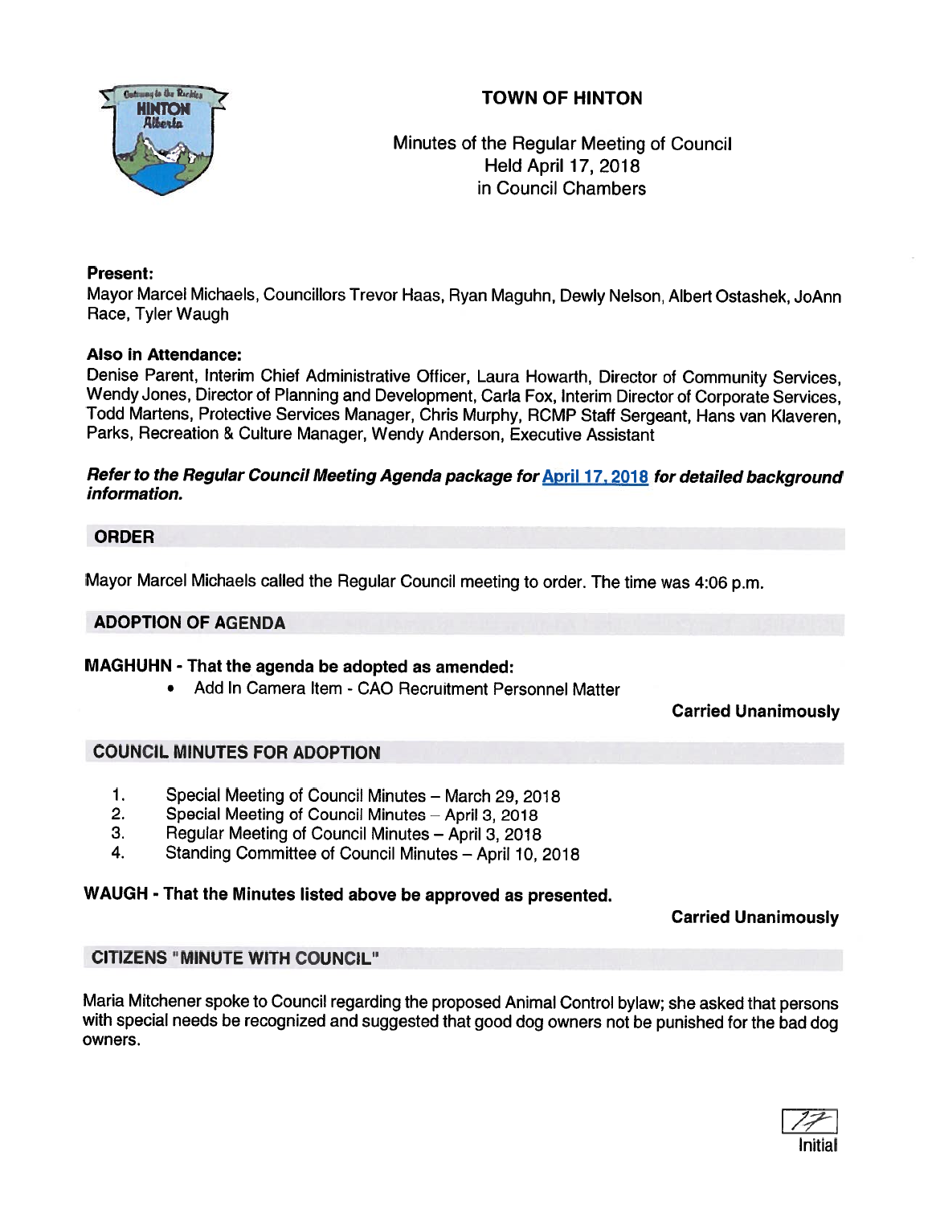# TOWN OF HINTON

Minutes of the Regular Meeting of Council
Held April 17, 2018
in Council Chambers

**Present:**
Mayor Marcel Michaels, Councillors Trevor Haas, Ryan Maguhn, Dewly Nelson, Albert Ostashek, JoAnn Race, Tyler Waugh

**Also in Attendance:**
Denise Parent, Interim Chief Administrative Officer, Laura Howarth, Director of Community Services, Wendy Jones, Director of Planning and Development, Carla Fox, Interim Director of Corporate Services, Todd Martens, Protective Services Manager, Chris Murphy, RCMP Staff Sergeant, Hans van Klaveren, Parks, Recreation & Culture Manager, Wendy Anderson, Executive Assistant

***Refer to the Regular Council Meeting Agenda package for April 17, 2018 for detailed background information.***

## ORDER

Mayor Marcel Michaels called the Regular Council meeting to order. The time was 4:06 p.m.

## ADOPTION OF AGENDA

**MAGHUHN - That the agenda be adopted as amended:**

- Add In Camera Item - CAO Recruitment Personnel Matter

**Carried Unanimously**

## COUNCIL MINUTES FOR ADOPTION

1. Special Meeting of Council Minutes – March 29, 2018
2. Special Meeting of Council Minutes – April 3, 2018
3. Regular Meeting of Council Minutes – April 3, 2018
4. Standing Committee of Council Minutes – April 10, 2018

**WAUGH - That the Minutes listed above be approved as presented.**

**Carried Unanimously**

## CITIZENS "MINUTE WITH COUNCIL"

Maria Mitchener spoke to Council regarding the proposed Animal Control bylaw; she asked that persons with special needs be recognized and suggested that good dog owners not be punished for the bad dog owners.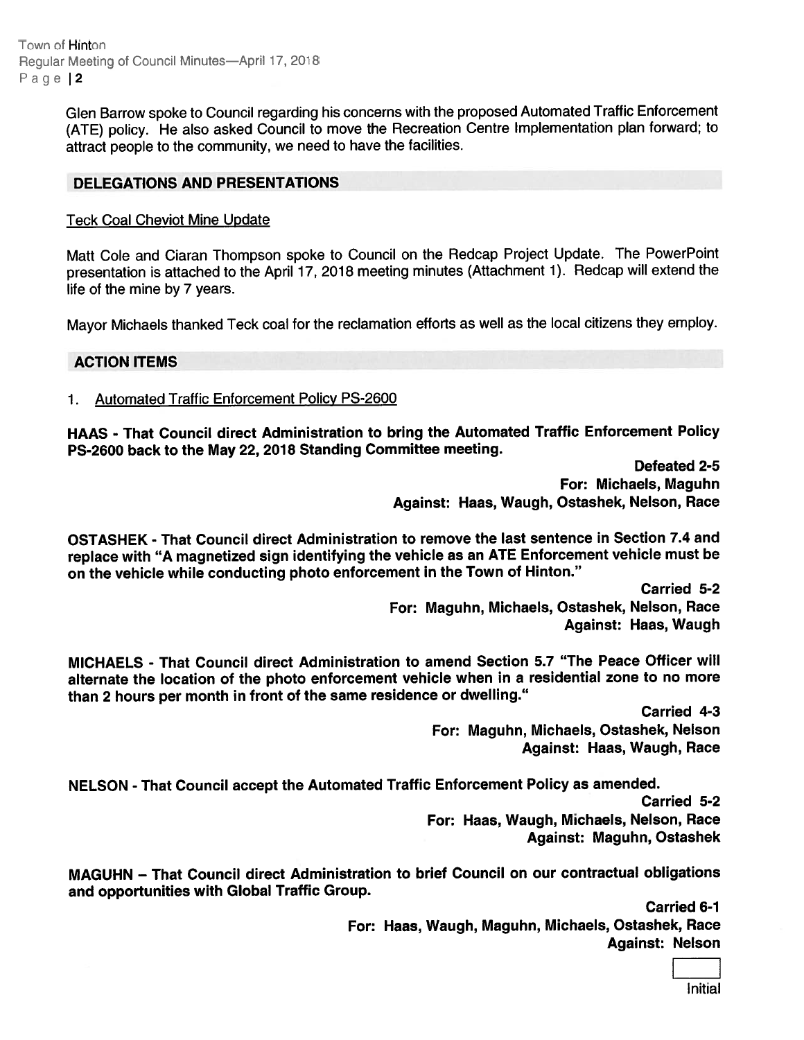Glen Barrow spoke to Council regarding his concerns with the proposed Automated Traffic Enforcement (ATE) policy. He also asked Council to move the Recreation Centre Implementation plan forward; to attract people to the community, we need to have the facilities.

## DELEGATIONS AND PRESENTATIONS

Teck Coal Cheviot Mine Update

Matt Cole and Ciaran Thompson spoke to Council on the Redcap Project Update. The PowerPoint presentation is attached to the April 17, 2018 meeting minutes (Attachment 1). Redcap will extend the life of the mine by 7 years.

Mayor Michaels thanked Teck coal for the reclamation efforts as well as the local citizens they employ.

## ACTION ITEMS

1. Automated Traffic Enforcement Policy PS-2600

**HAAS - That Council direct Administration to bring the Automated Traffic Enforcement Policy PS-2600 back to the May 22, 2018 Standing Committee meeting.**

**Defeated 2-5**
**For: Michaels, Maguhn**
**Against: Haas, Waugh, Ostashek, Nelson, Race**

**OSTASHEK - That Council direct Administration to remove the last sentence in Section 7.4 and replace with "A magnetized sign identifying the vehicle as an ATE Enforcement vehicle must be on the vehicle while conducting photo enforcement in the Town of Hinton."**

**Carried 5-2**
**For: Maguhn, Michaels, Ostashek, Nelson, Race**
**Against: Haas, Waugh**

**MICHAELS - That Council direct Administration to amend Section 5.7 "The Peace Officer will alternate the location of the photo enforcement vehicle when in a residential zone to no more than 2 hours per month in front of the same residence or dwelling."**

**Carried 4-3**
**For: Maguhn, Michaels, Ostashek, Nelson**
**Against: Haas, Waugh, Race**

**NELSON - That Council accept the Automated Traffic Enforcement Policy as amended.**

**Carried 5-2**
**For: Haas, Waugh, Michaels, Nelson, Race**
**Against: Maguhn, Ostashek**

**MAGUHN – That Council direct Administration to brief Council on our contractual obligations and opportunities with Global Traffic Group.**

**Carried 6-1**
**For: Haas, Waugh, Maguhn, Michaels, Ostashek, Race**
**Against: Nelson**

Initial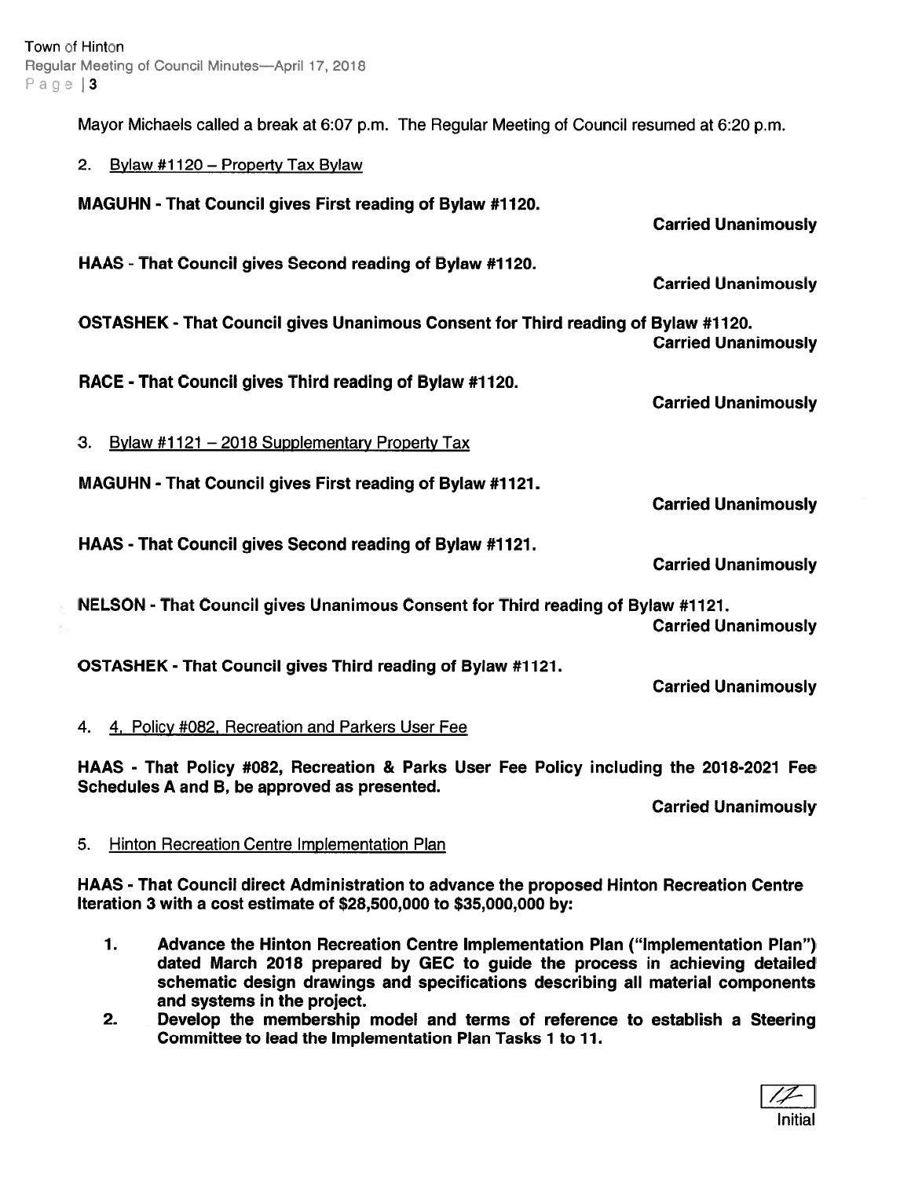Mayor Michaels called a break at 6:07 p.m. The Regular Meeting of Council resumed at 6:20 p.m.

2. Bylaw #1120 – Property Tax Bylaw

**MAGUHN - That Council gives First reading of Bylaw #1120.**

**Carried Unanimously**

**HAAS - That Council gives Second reading of Bylaw #1120.**

**Carried Unanimously**

**OSTASHEK - That Council gives Unanimous Consent for Third reading of Bylaw #1120.**

**Carried Unanimously**

**RACE - That Council gives Third reading of Bylaw #1120.**

**Carried Unanimously**

3. Bylaw #1121 – 2018 Supplementary Property Tax

**MAGUHN - That Council gives First reading of Bylaw #1121.**

**Carried Unanimously**

**HAAS - That Council gives Second reading of Bylaw #1121.**

**Carried Unanimously**

**NELSON - That Council gives Unanimous Consent for Third reading of Bylaw #1121.**

**Carried Unanimously**

**OSTASHEK - That Council gives Third reading of Bylaw #1121.**

**Carried Unanimously**

4. 4. Policy #082, Recreation and Parkers User Fee

**HAAS - That Policy #082, Recreation & Parks User Fee Policy including the 2018-2021 Fee Schedules A and B, be approved as presented.**

**Carried Unanimously**

5. Hinton Recreation Centre Implementation Plan

**HAAS - That Council direct Administration to advance the proposed Hinton Recreation Centre Iteration 3 with a cost estimate of $28,500,000 to $35,000,000 by:**

1. **Advance the Hinton Recreation Centre Implementation Plan ("Implementation Plan") dated March 2018 prepared by GEC to guide the process in achieving detailed schematic design drawings and specifications describing all material components and systems in the project.**
2. **Develop the membership model and terms of reference to establish a Steering Committee to lead the Implementation Plan Tasks 1 to 11.**

Initial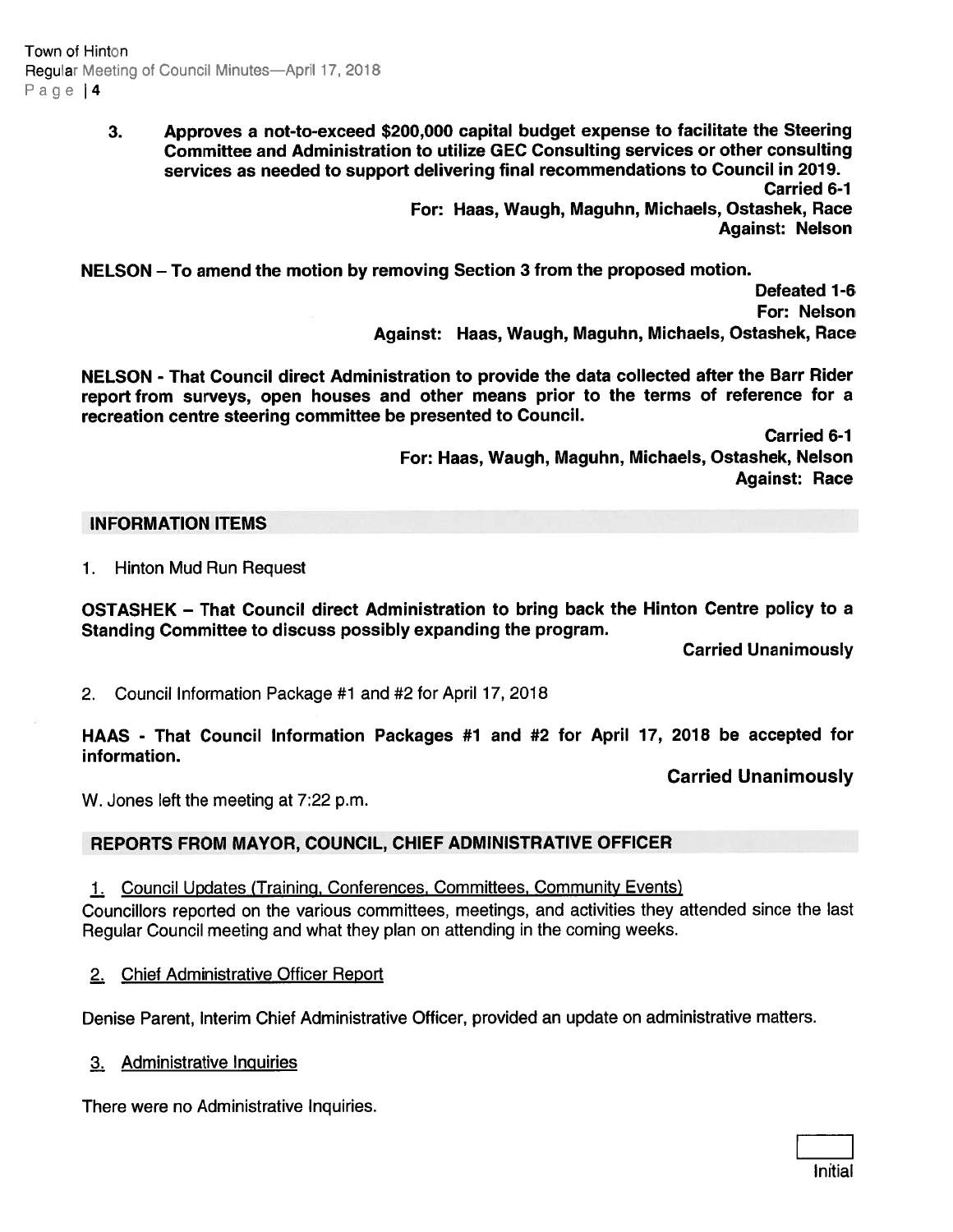3. **Approves a not-to-exceed $200,000 capital budget expense to facilitate the Steering Committee and Administration to utilize GEC Consulting services or other consulting services as needed to support delivering final recommendations to Council in 2019.**

**Carried 6-1**
**For: Haas, Waugh, Maguhn, Michaels, Ostashek, Race**
**Against: Nelson**

**NELSON – To amend the motion by removing Section 3 from the proposed motion.**

**Defeated 1-6**
**For: Nelson**
**Against: Haas, Waugh, Maguhn, Michaels, Ostashek, Race**

**NELSON - That Council direct Administration to provide the data collected after the Barr Rider report from surveys, open houses and other means prior to the terms of reference for a recreation centre steering committee be presented to Council.**

**Carried 6-1**
**For: Haas, Waugh, Maguhn, Michaels, Ostashek, Nelson**
**Against: Race**

## INFORMATION ITEMS

1. Hinton Mud Run Request

**OSTASHEK – That Council direct Administration to bring back the Hinton Centre policy to a Standing Committee to discuss possibly expanding the program.**

**Carried Unanimously**

2. Council Information Package #1 and #2 for April 17, 2018

**HAAS - That Council Information Packages #1 and #2 for April 17, 2018 be accepted for information.**

**Carried Unanimously**

W. Jones left the meeting at 7:22 p.m.

## REPORTS FROM MAYOR, COUNCIL, CHIEF ADMINISTRATIVE OFFICER

1. Council Updates (Training, Conferences, Committees, Community Events)

Councillors reported on the various committees, meetings, and activities they attended since the last Regular Council meeting and what they plan on attending in the coming weeks.

2. Chief Administrative Officer Report

Denise Parent, Interim Chief Administrative Officer, provided an update on administrative matters.

3. Administrative Inquiries

There were no Administrative Inquiries.

Initial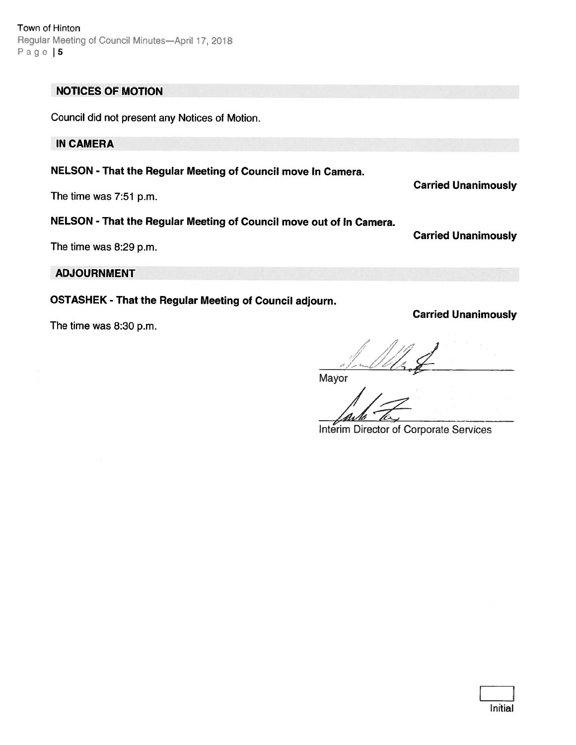## NOTICES OF MOTION

Council did not present any Notices of Motion.

## IN CAMERA

**NELSON - That the Regular Meeting of Council move In Camera.**

**Carried Unanimously**

The time was 7:51 p.m.

**NELSON - That the Regular Meeting of Council move out of In Camera.**

**Carried Unanimously**

The time was 8:29 p.m.

## ADJOURNMENT

**OSTASHEK - That the Regular Meeting of Council adjourn.**

**Carried Unanimously**

The time was 8:30 p.m.

Mayor

Interim Director of Corporate Services

Initial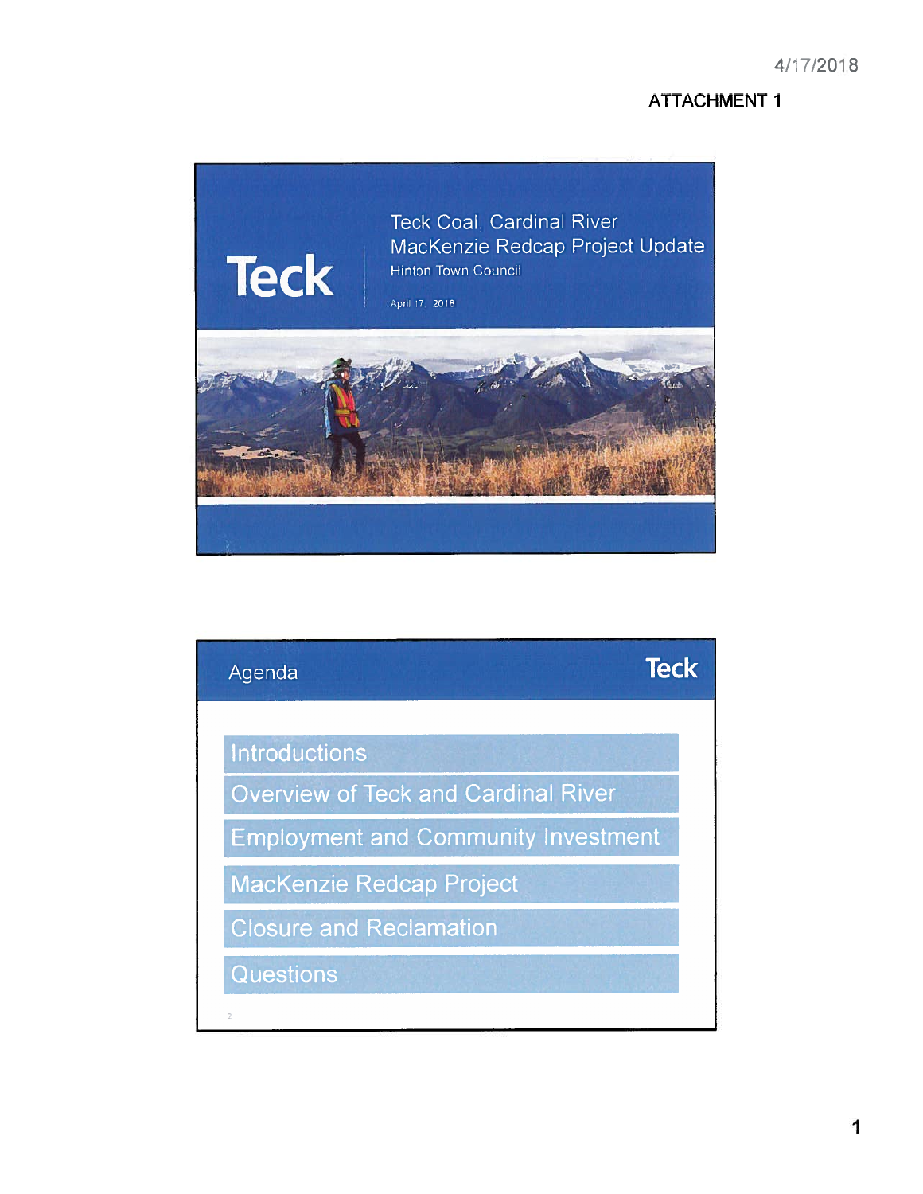ATTACHMENT 1

# Teck

## Teck Coal, Cardinal River MacKenzie Redcap Project Update

Hinton Town Council

April 17, 2018

---

## Agenda

- Introductions
- Overview of Teck and Cardinal River
- Employment and Community Investment
- MacKenzie Redcap Project
- Closure and Reclamation
- Questions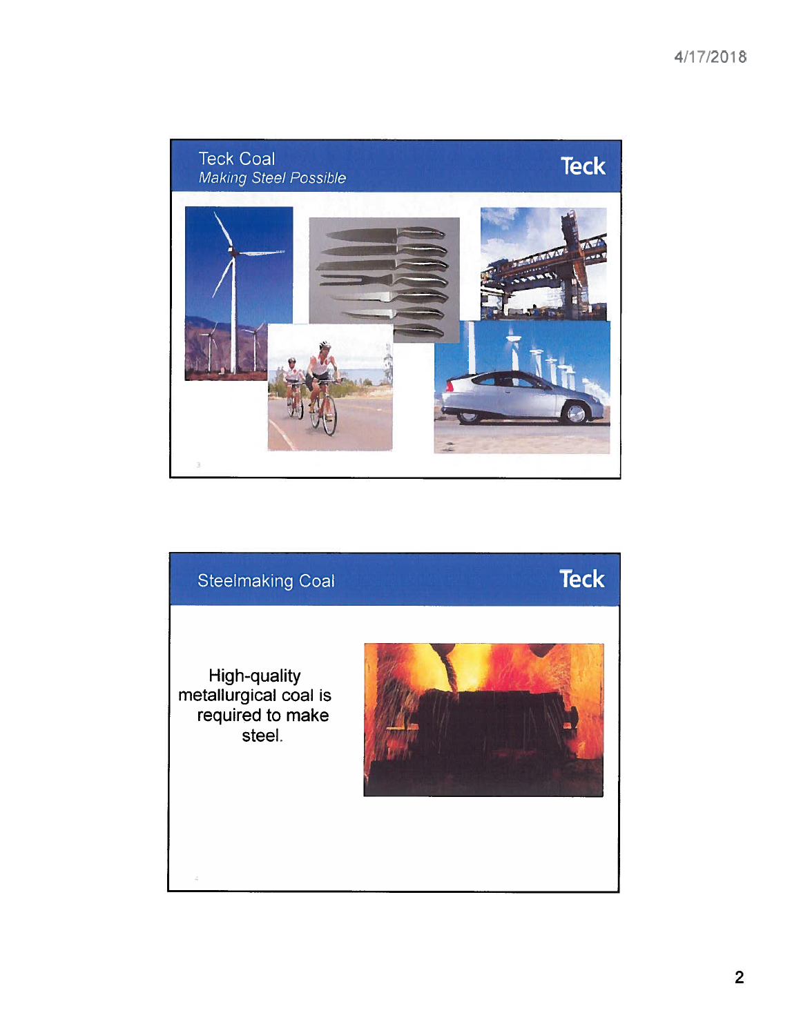## Teck Coal

*Making Steel Possible*

Teck

## Steelmaking Coal

Teck

High-quality metallurgical coal is required to make steel.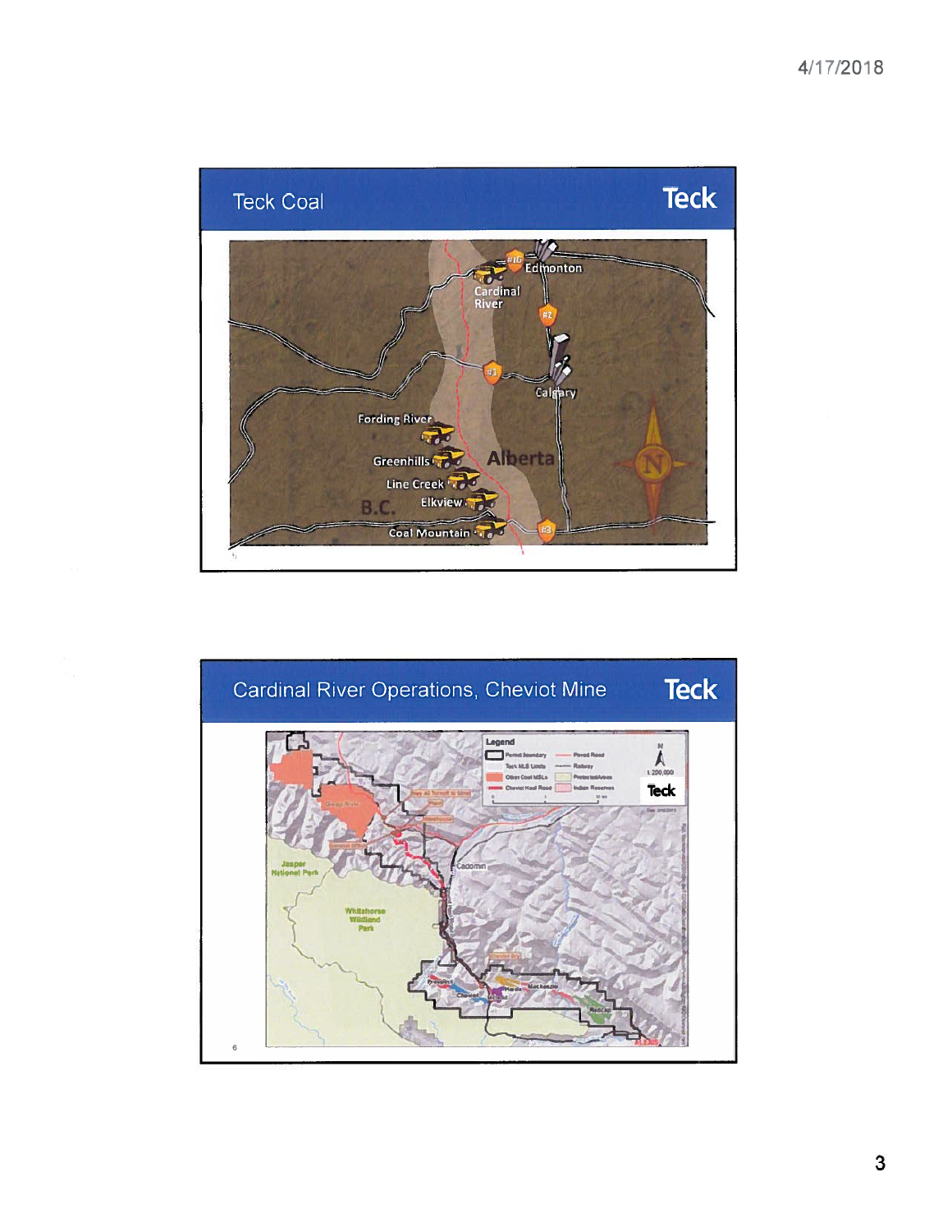## Teck Coal

Teck

Edmonton

Cardinal River

Calgary

Fording River

Greenhills

Alberta

Line Creek

B.C.

Elkview

Coal Mountain

## Cardinal River Operations, Cheviot Mine

Teck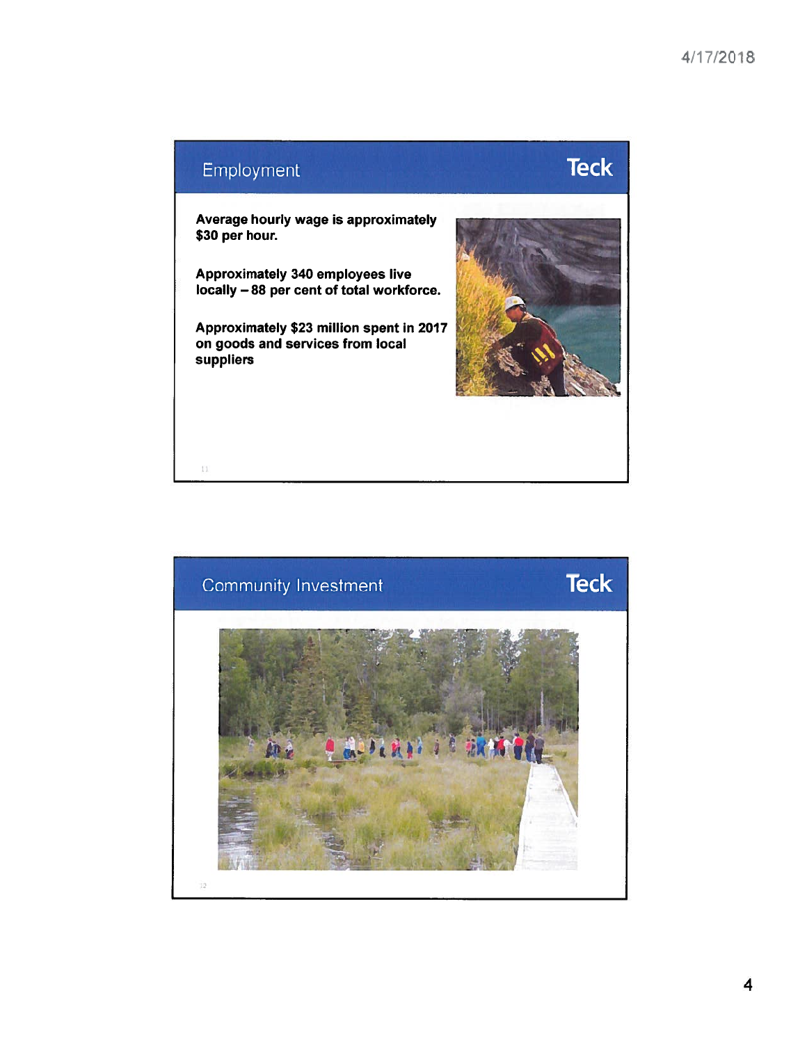## Employment

**Average hourly wage is approximately $30 per hour.**

**Approximately 340 employees live locally – 88 per cent of total workforce.**

**Approximately $23 million spent in 2017 on goods and services from local suppliers**

## Community Investment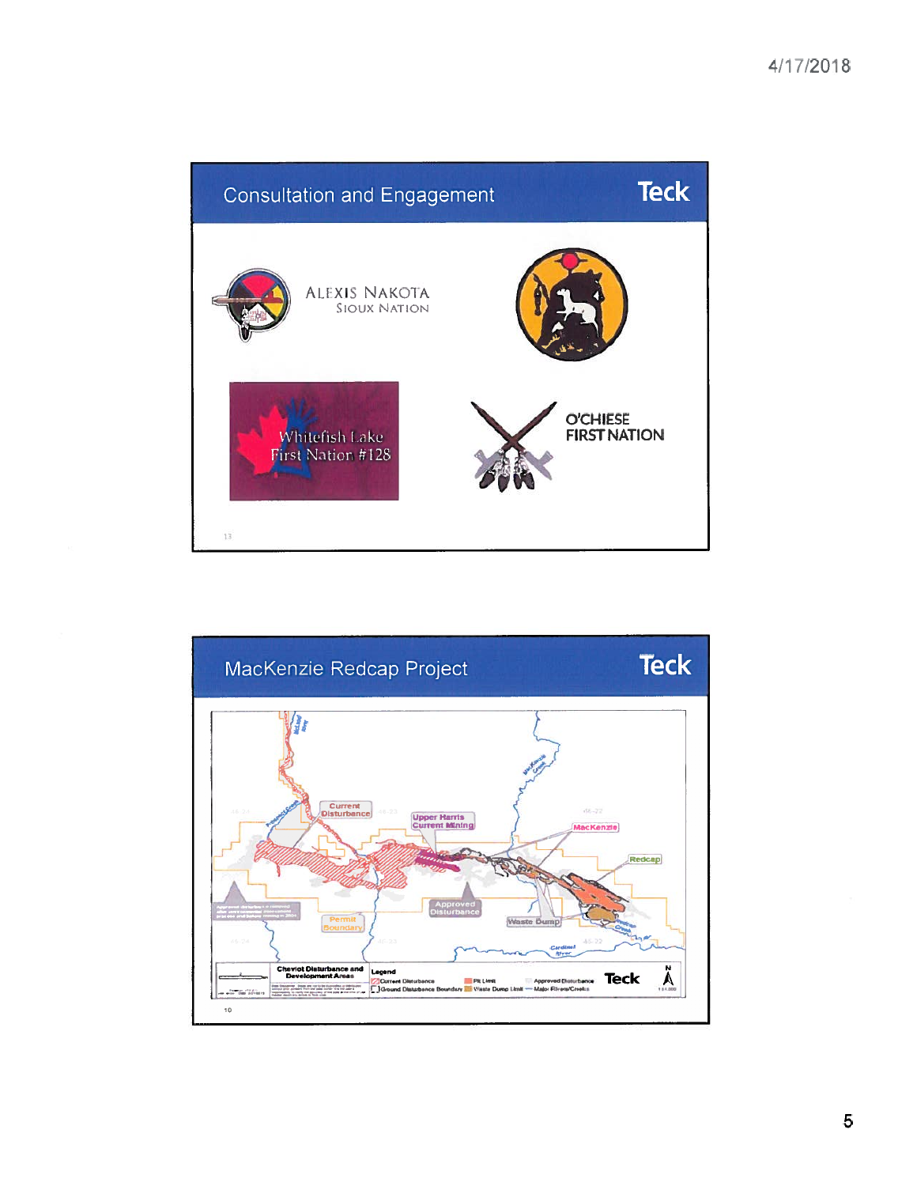## Consultation and Engagement

Teck

ALEXIS NAKOTA SIOUX NATION

Whitefish Lake First Nation #128

O'CHIESE FIRST NATION

## MacKenzie Redcap Project

Teck

Current Disturbance

Upper Harris Current Mining

MacKenzie

Redcap

Approved Disturbance

Permit Boundary

Waste Dump

Cardinal River

Cheviot Disturbance and Development Areas

Legend

Current Disturbance

Ground Disturbance Boundary

Pit Limit

Waste Dump Limit

Approved Disturbance

Major Rivers/Creeks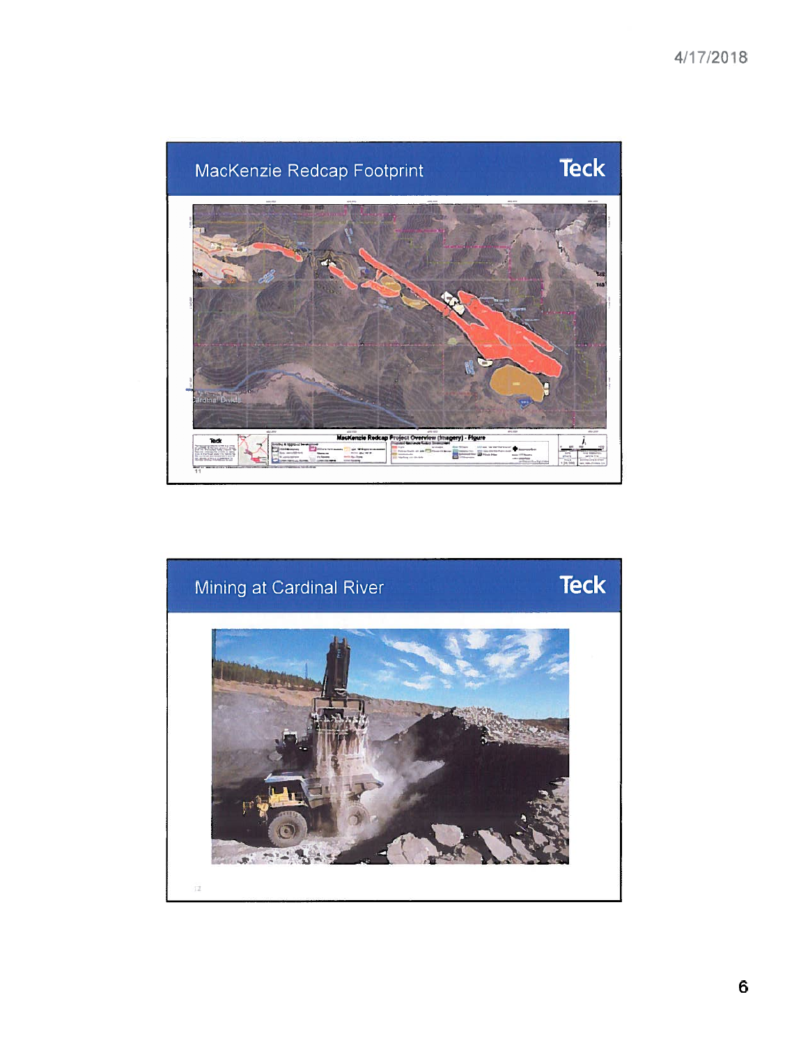## MacKenzie Redcap Footprint

Teck

## Mining at Cardinal River

Teck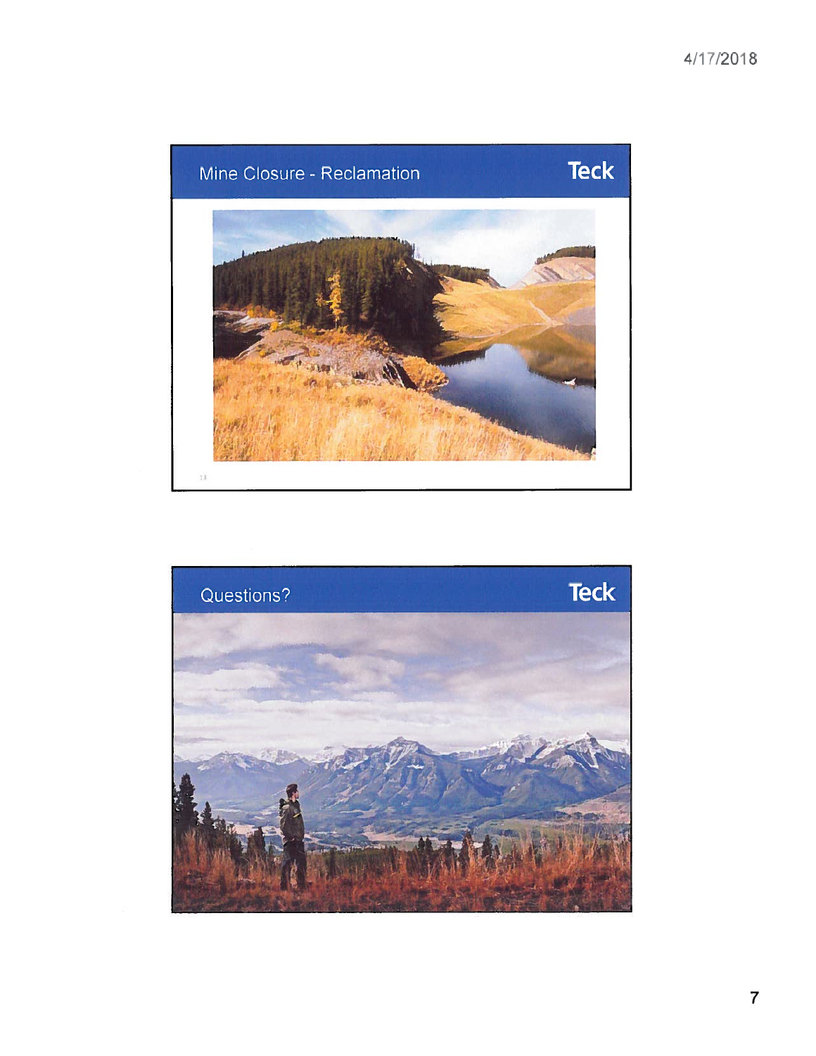## Mine Closure - Reclamation

Teck

## Questions?

Teck